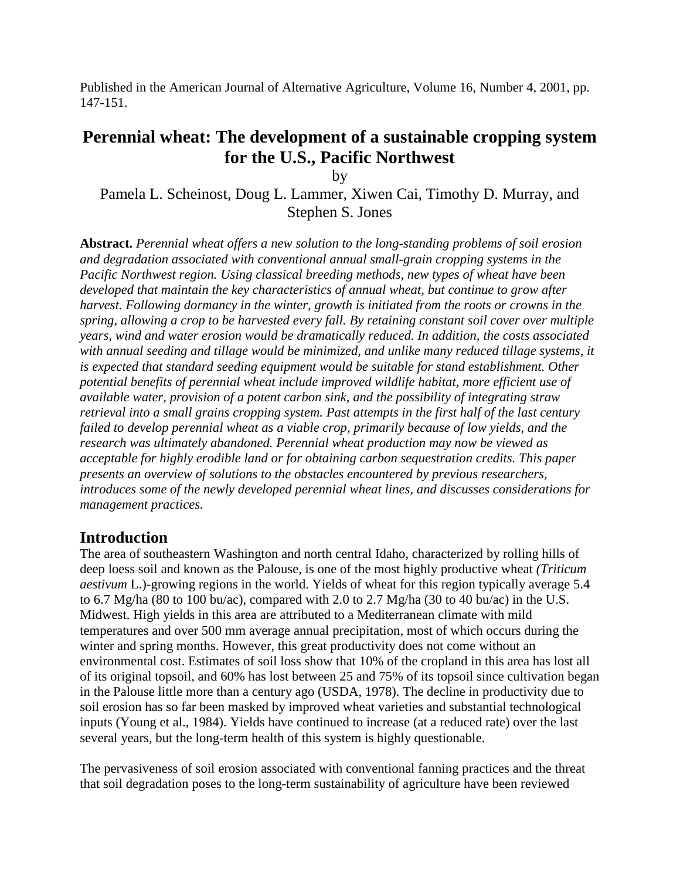Published in the American Journal of Alternative Agriculture, Volume 16, Number 4, 2001, pp. 147-151.

# Perennial wheat: The development of a sustainable cropping system for the U.S., Pacific Northwest

by

Pamela L. Scheinost, Doug L. Lammer, Xiwen Cai, Timothy D. Murray, and Stephen S. Jones

**Abstract.** *Perennial wheat offers a new solution to the long-standing problems of soil erosion and degradation associated with conventional annual small-grain cropping systems in the Pacific Northwest region. Using classical breeding methods, new types of wheat have been developed that maintain the key characteristics of annual wheat, but continue to grow after harvest. Following dormancy in the winter, growth is initiated from the roots or crowns in the spring, allowing a crop to be harvested every fall. By retaining constant soil cover over multiple years, wind and water erosion would be dramatically reduced. In addition, the costs associated with annual seeding and tillage would be minimized, and unlike many reduced tillage systems, it is expected that standard seeding equipment would be suitable for stand establishment. Other potential benefits of perennial wheat include improved wildlife habitat, more efficient use of available water, provision of a potent carbon sink, and the possibility of integrating straw retrieval into a small grains cropping system. Past attempts in the first half of the last century failed to develop perennial wheat as a viable crop, primarily because of low yields, and the research was ultimately abandoned. Perennial wheat production may now be viewed as acceptable for highly erodible land or for obtaining carbon sequestration credits. This paper presents an overview of solutions to the obstacles encountered by previous researchers, introduces some of the newly developed perennial wheat lines, and discusses considerations for management practices.*

## Introduction

The area of southeastern Washington and north central Idaho, characterized by rolling hills of deep loess soil and known as the Palouse, is one of the most highly productive wheat *(Triticum aestivum* L.)-growing regions in the world. Yields of wheat for this region typically average 5.4 to 6.7 Mg/ha (80 to 100 bu/ac), compared with 2.0 to 2.7 Mg/ha (30 to 40 bu/ac) in the U.S. Midwest. High yields in this area are attributed to a Mediterranean climate with mild temperatures and over 500 mm average annual precipitation, most of which occurs during the winter and spring months. However, this great productivity does not come without an environmental cost. Estimates of soil loss show that 10% of the cropland in this area has lost all of its original topsoil, and 60% has lost between 25 and 75% of its topsoil since cultivation began in the Palouse little more than a century ago (USDA, 1978). The decline in productivity due to soil erosion has so far been masked by improved wheat varieties and substantial technological inputs (Young et al., 1984). Yields have continued to increase (at a reduced rate) over the last several years, but the long-term health of this system is highly questionable.

The pervasiveness of soil erosion associated with conventional fanning practices and the threat that soil degradation poses to the long-term sustainability of agriculture have been reviewed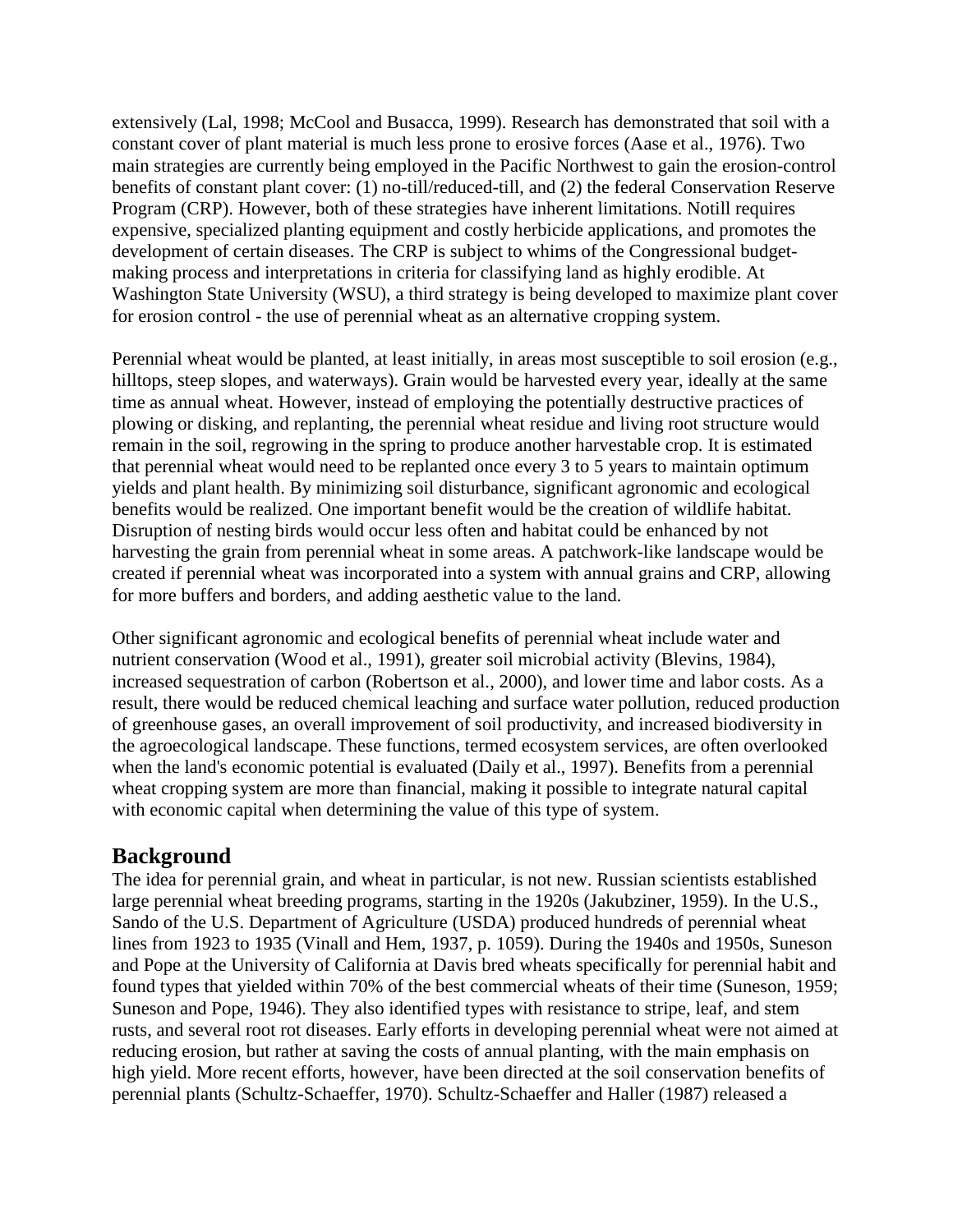extensively (Lal, 1998; McCool and Busacca, 1999). Research has demonstrated that soil with a constant cover of plant material is much less prone to erosive forces (Aase et al., 1976). Two main strategies are currently being employed in the Pacific Northwest to gain the erosion-control benefits of constant plant cover: (1) no-till/reduced-till, and (2) the federal Conservation Reserve Program (CRP). However, both of these strategies have inherent limitations. Notill requires expensive, specialized planting equipment and costly herbicide applications, and promotes the development of certain diseases. The CRP is subject to whims of the Congressional budget-making process and interpretations in criteria for classifying land as highly erodible. At Washington State University (WSU), a third strategy is being developed to maximize plant cover for erosion control - the use of perennial wheat as an alternative cropping system.

Perennial wheat would be planted, at least initially, in areas most susceptible to soil erosion (e.g., hilltops, steep slopes, and waterways). Grain would be harvested every year, ideally at the same time as annual wheat. However, instead of employing the potentially destructive practices of plowing or disking, and replanting, the perennial wheat residue and living root structure would remain in the soil, regrowing in the spring to produce another harvestable crop. It is estimated that perennial wheat would need to be replanted once every 3 to 5 years to maintain optimum yields and plant health. By minimizing soil disturbance, significant agronomic and ecological benefits would be realized. One important benefit would be the creation of wildlife habitat. Disruption of nesting birds would occur less often and habitat could be enhanced by not harvesting the grain from perennial wheat in some areas. A patchwork-like landscape would be created if perennial wheat was incorporated into a system with annual grains and CRP, allowing for more buffers and borders, and adding aesthetic value to the land.

Other significant agronomic and ecological benefits of perennial wheat include water and nutrient conservation (Wood et al., 1991), greater soil microbial activity (Blevins, 1984), increased sequestration of carbon (Robertson et al., 2000), and lower time and labor costs. As a result, there would be reduced chemical leaching and surface water pollution, reduced production of greenhouse gases, an overall improvement of soil productivity, and increased biodiversity in the agroecological landscape. These functions, termed ecosystem services, are often overlooked when the land's economic potential is evaluated (Daily et al., 1997). Benefits from a perennial wheat cropping system are more than financial, making it possible to integrate natural capital with economic capital when determining the value of this type of system.

## Background

The idea for perennial grain, and wheat in particular, is not new. Russian scientists established large perennial wheat breeding programs, starting in the 1920s (Jakubziner, 1959). In the U.S., Sando of the U.S. Department of Agriculture (USDA) produced hundreds of perennial wheat lines from 1923 to 1935 (Vinall and Hem, 1937, p. 1059). During the 1940s and 1950s, Suneson and Pope at the University of California at Davis bred wheats specifically for perennial habit and found types that yielded within 70% of the best commercial wheats of their time (Suneson, 1959; Suneson and Pope, 1946). They also identified types with resistance to stripe, leaf, and stem rusts, and several root rot diseases. Early efforts in developing perennial wheat were not aimed at reducing erosion, but rather at saving the costs of annual planting, with the main emphasis on high yield. More recent efforts, however, have been directed at the soil conservation benefits of perennial plants (Schultz-Schaeffer, 1970). Schultz-Schaeffer and Haller (1987) released a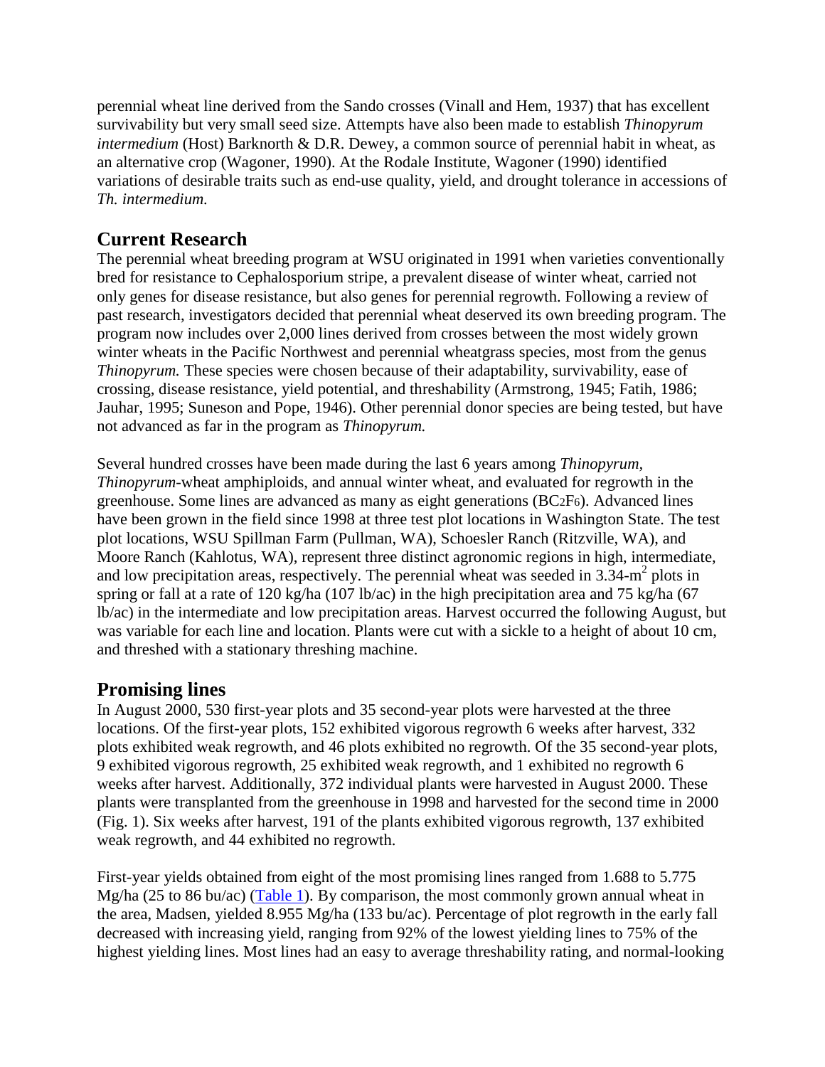perennial wheat line derived from the Sando crosses (Vinall and Hem, 1937) that has excellent survivability but very small seed size. Attempts have also been made to establish *Thinopyrum intermedium* (Host) Barknorth & D.R. Dewey, a common source of perennial habit in wheat, as an alternative crop (Wagoner, 1990). At the Rodale Institute, Wagoner (1990) identified variations of desirable traits such as end-use quality, yield, and drought tolerance in accessions of *Th. intermedium.*

## Current Research

The perennial wheat breeding program at WSU originated in 1991 when varieties conventionally bred for resistance to Cephalosporium stripe, a prevalent disease of winter wheat, carried not only genes for disease resistance, but also genes for perennial regrowth. Following a review of past research, investigators decided that perennial wheat deserved its own breeding program. The program now includes over 2,000 lines derived from crosses between the most widely grown winter wheats in the Pacific Northwest and perennial wheatgrass species, most from the genus *Thinopyrum.* These species were chosen because of their adaptability, survivability, ease of crossing, disease resistance, yield potential, and threshability (Armstrong, 1945; Fatih, 1986; Jauhar, 1995; Suneson and Pope, 1946). Other perennial donor species are being tested, but have not advanced as far in the program as *Thinopyrum.*

Several hundred crosses have been made during the last 6 years among *Thinopyrum*, *Thinopyrum*-wheat amphiploids, and annual winter wheat, and evaluated for regrowth in the greenhouse. Some lines are advanced as many as eight generations ($BC_2F_6$). Advanced lines have been grown in the field since 1998 at three test plot locations in Washington State. The test plot locations, WSU Spillman Farm (Pullman, WA), Schoesler Ranch (Ritzville, WA), and Moore Ranch (Kahlotus, WA), represent three distinct agronomic regions in high, intermediate, and low precipitation areas, respectively. The perennial wheat was seeded in 3.34-$m^2$ plots in spring or fall at a rate of 120 kg/ha (107 lb/ac) in the high precipitation area and 75 kg/ha (67 lb/ac) in the intermediate and low precipitation areas. Harvest occurred the following August, but was variable for each line and location. Plants were cut with a sickle to a height of about 10 cm, and threshed with a stationary threshing machine.

## Promising lines

In August 2000, 530 first-year plots and 35 second-year plots were harvested at the three locations. Of the first-year plots, 152 exhibited vigorous regrowth 6 weeks after harvest, 332 plots exhibited weak regrowth, and 46 plots exhibited no regrowth. Of the 35 second-year plots, 9 exhibited vigorous regrowth, 25 exhibited weak regrowth, and 1 exhibited no regrowth 6 weeks after harvest. Additionally, 372 individual plants were harvested in August 2000. These plants were transplanted from the greenhouse in 1998 and harvested for the second time in 2000 (Fig. 1). Six weeks after harvest, 191 of the plants exhibited vigorous regrowth, 137 exhibited weak regrowth, and 44 exhibited no regrowth.

First-year yields obtained from eight of the most promising lines ranged from 1.688 to 5.775 Mg/ha (25 to 86 bu/ac) (Table 1). By comparison, the most commonly grown annual wheat in the area, Madsen, yielded 8.955 Mg/ha (133 bu/ac). Percentage of plot regrowth in the early fall decreased with increasing yield, ranging from 92% of the lowest yielding lines to 75% of the highest yielding lines. Most lines had an easy to average threshability rating, and normal-looking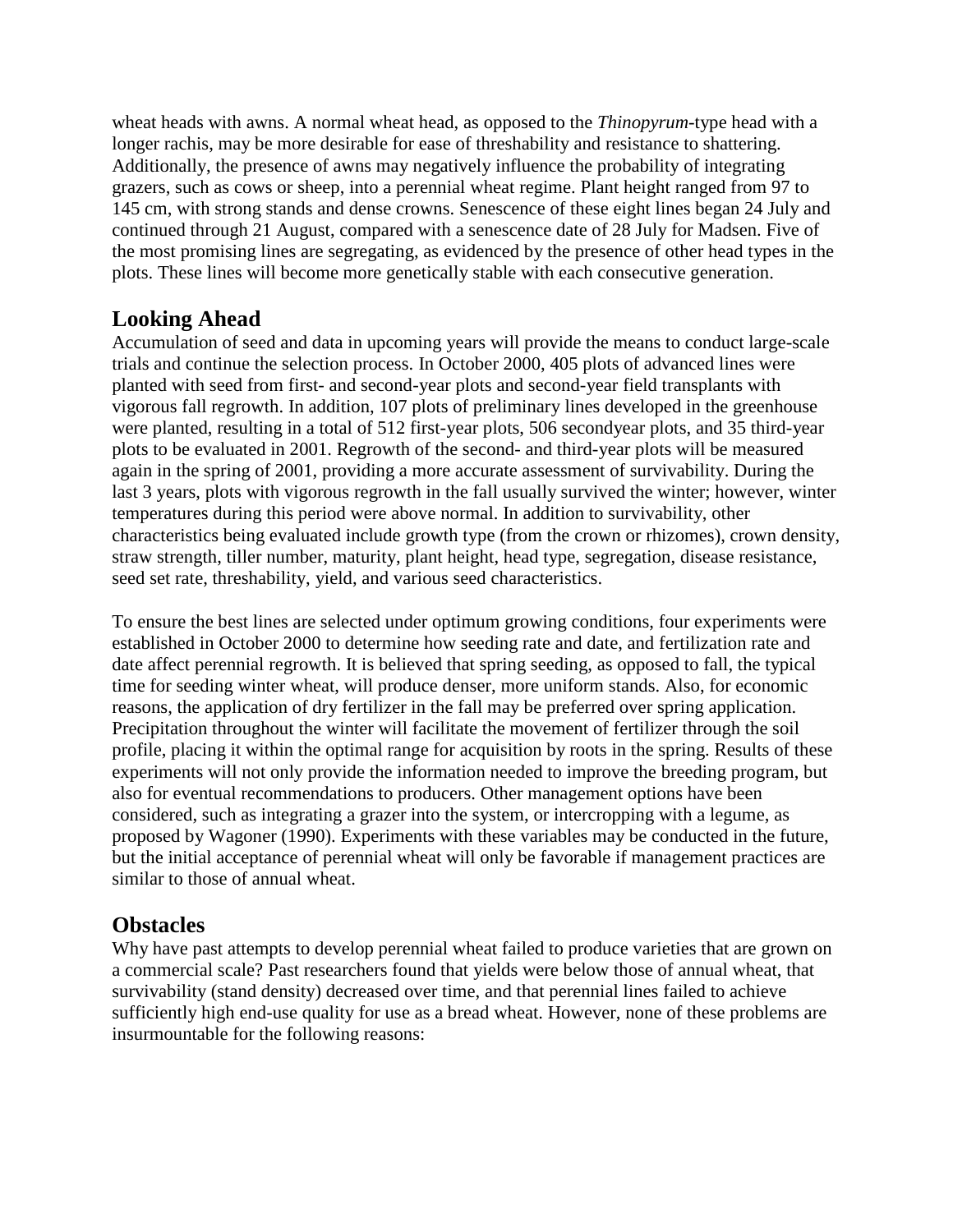wheat heads with awns. A normal wheat head, as opposed to the *Thinopyrum*-type head with a longer rachis, may be more desirable for ease of threshability and resistance to shattering. Additionally, the presence of awns may negatively influence the probability of integrating grazers, such as cows or sheep, into a perennial wheat regime. Plant height ranged from 97 to 145 cm, with strong stands and dense crowns. Senescence of these eight lines began 24 July and continued through 21 August, compared with a senescence date of 28 July for Madsen. Five of the most promising lines are segregating, as evidenced by the presence of other head types in the plots. These lines will become more genetically stable with each consecutive generation.

## Looking Ahead

Accumulation of seed and data in upcoming years will provide the means to conduct large-scale trials and continue the selection process. In October 2000, 405 plots of advanced lines were planted with seed from first- and second-year plots and second-year field transplants with vigorous fall regrowth. In addition, 107 plots of preliminary lines developed in the greenhouse were planted, resulting in a total of 512 first-year plots, 506 secondyear plots, and 35 third-year plots to be evaluated in 2001. Regrowth of the second- and third-year plots will be measured again in the spring of 2001, providing a more accurate assessment of survivability. During the last 3 years, plots with vigorous regrowth in the fall usually survived the winter; however, winter temperatures during this period were above normal. In addition to survivability, other characteristics being evaluated include growth type (from the crown or rhizomes), crown density, straw strength, tiller number, maturity, plant height, head type, segregation, disease resistance, seed set rate, threshability, yield, and various seed characteristics.

To ensure the best lines are selected under optimum growing conditions, four experiments were established in October 2000 to determine how seeding rate and date, and fertilization rate and date affect perennial regrowth. It is believed that spring seeding, as opposed to fall, the typical time for seeding winter wheat, will produce denser, more uniform stands. Also, for economic reasons, the application of dry fertilizer in the fall may be preferred over spring application. Precipitation throughout the winter will facilitate the movement of fertilizer through the soil profile, placing it within the optimal range for acquisition by roots in the spring. Results of these experiments will not only provide the information needed to improve the breeding program, but also for eventual recommendations to producers. Other management options have been considered, such as integrating a grazer into the system, or intercropping with a legume, as proposed by Wagoner (1990). Experiments with these variables may be conducted in the future, but the initial acceptance of perennial wheat will only be favorable if management practices are similar to those of annual wheat.

## Obstacles

Why have past attempts to develop perennial wheat failed to produce varieties that are grown on a commercial scale? Past researchers found that yields were below those of annual wheat, that survivability (stand density) decreased over time, and that perennial lines failed to achieve sufficiently high end-use quality for use as a bread wheat. However, none of these problems are insurmountable for the following reasons: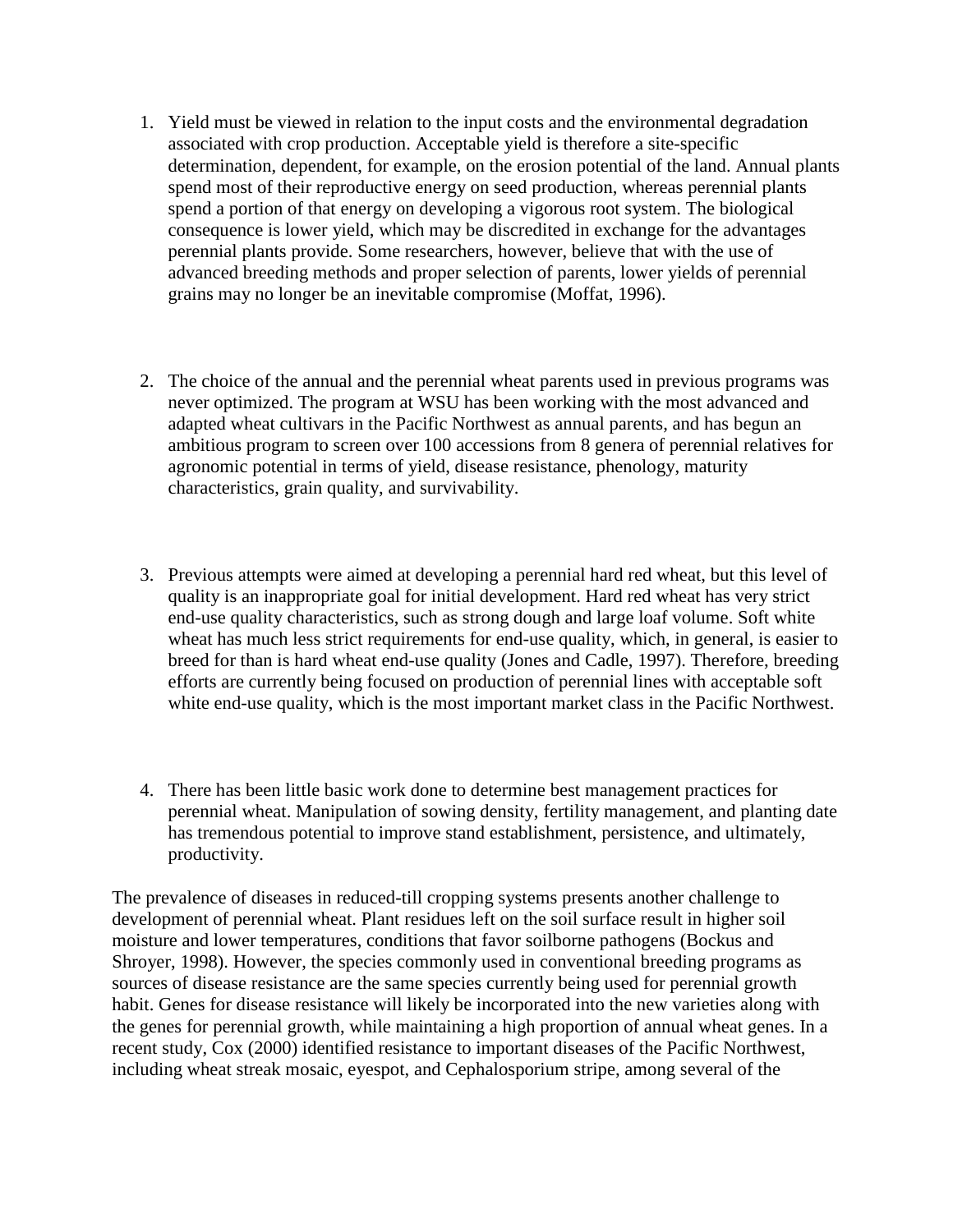1. Yield must be viewed in relation to the input costs and the environmental degradation associated with crop production. Acceptable yield is therefore a site-specific determination, dependent, for example, on the erosion potential of the land. Annual plants spend most of their reproductive energy on seed production, whereas perennial plants spend a portion of that energy on developing a vigorous root system. The biological consequence is lower yield, which may be discredited in exchange for the advantages perennial plants provide. Some researchers, however, believe that with the use of advanced breeding methods and proper selection of parents, lower yields of perennial grains may no longer be an inevitable compromise (Moffat, 1996).

2. The choice of the annual and the perennial wheat parents used in previous programs was never optimized. The program at WSU has been working with the most advanced and adapted wheat cultivars in the Pacific Northwest as annual parents, and has begun an ambitious program to screen over 100 accessions from 8 genera of perennial relatives for agronomic potential in terms of yield, disease resistance, phenology, maturity characteristics, grain quality, and survivability.

3. Previous attempts were aimed at developing a perennial hard red wheat, but this level of quality is an inappropriate goal for initial development. Hard red wheat has very strict end-use quality characteristics, such as strong dough and large loaf volume. Soft white wheat has much less strict requirements for end-use quality, which, in general, is easier to breed for than is hard wheat end-use quality (Jones and Cadle, 1997). Therefore, breeding efforts are currently being focused on production of perennial lines with acceptable soft white end-use quality, which is the most important market class in the Pacific Northwest.

4. There has been little basic work done to determine best management practices for perennial wheat. Manipulation of sowing density, fertility management, and planting date has tremendous potential to improve stand establishment, persistence, and ultimately, productivity.

The prevalence of diseases in reduced-till cropping systems presents another challenge to development of perennial wheat. Plant residues left on the soil surface result in higher soil moisture and lower temperatures, conditions that favor soilborne pathogens (Bockus and Shroyer, 1998). However, the species commonly used in conventional breeding programs as sources of disease resistance are the same species currently being used for perennial growth habit. Genes for disease resistance will likely be incorporated into the new varieties along with the genes for perennial growth, while maintaining a high proportion of annual wheat genes. In a recent study, Cox (2000) identified resistance to important diseases of the Pacific Northwest, including wheat streak mosaic, eyespot, and Cephalosporium stripe, among several of the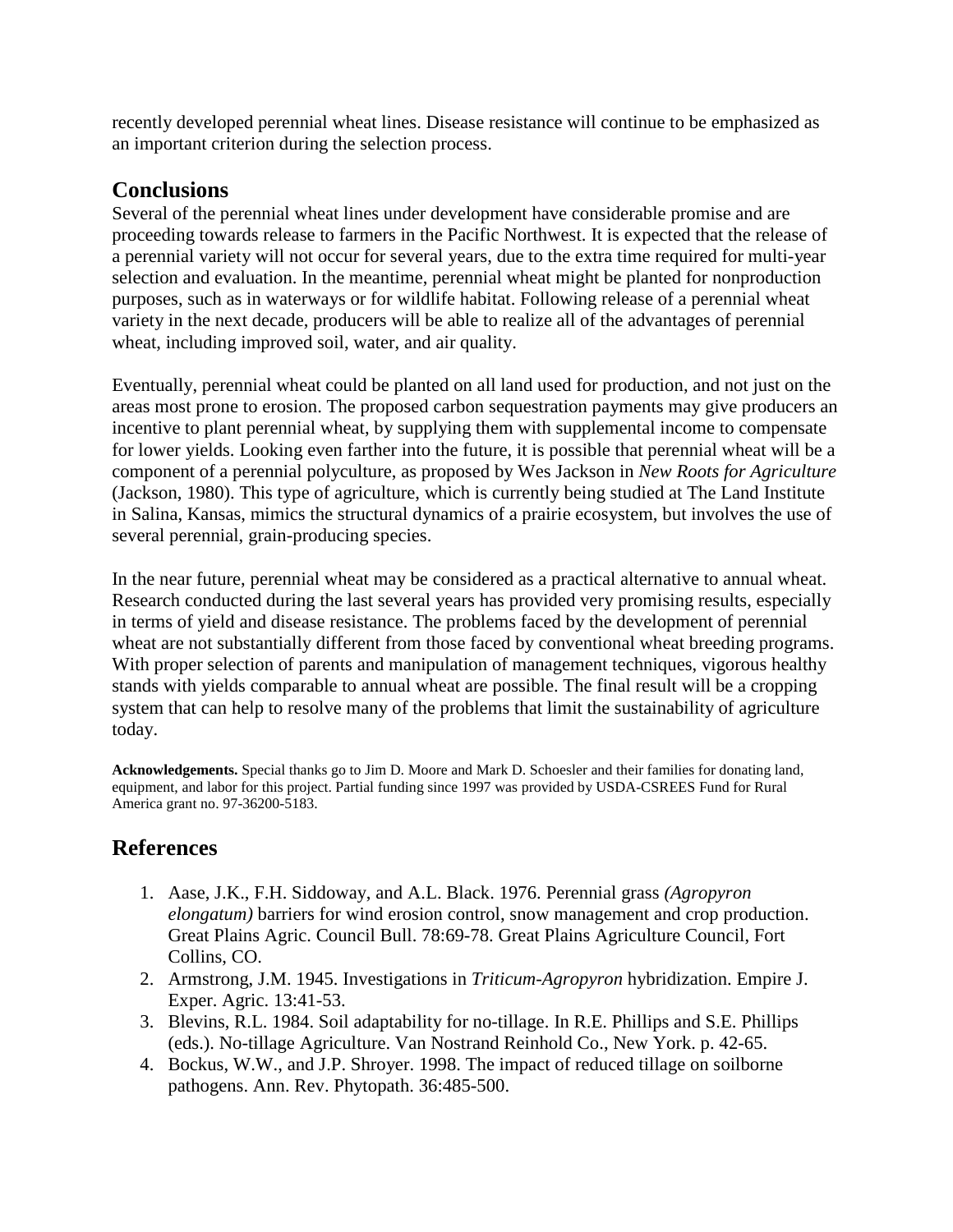recently developed perennial wheat lines. Disease resistance will continue to be emphasized as an important criterion during the selection process.

## Conclusions

Several of the perennial wheat lines under development have considerable promise and are proceeding towards release to farmers in the Pacific Northwest. It is expected that the release of a perennial variety will not occur for several years, due to the extra time required for multi-year selection and evaluation. In the meantime, perennial wheat might be planted for nonproduction purposes, such as in waterways or for wildlife habitat. Following release of a perennial wheat variety in the next decade, producers will be able to realize all of the advantages of perennial wheat, including improved soil, water, and air quality.

Eventually, perennial wheat could be planted on all land used for production, and not just on the areas most prone to erosion. The proposed carbon sequestration payments may give producers an incentive to plant perennial wheat, by supplying them with supplemental income to compensate for lower yields. Looking even farther into the future, it is possible that perennial wheat will be a component of a perennial polyculture, as proposed by Wes Jackson in *New Roots for Agriculture* (Jackson, 1980). This type of agriculture, which is currently being studied at The Land Institute in Salina, Kansas, mimics the structural dynamics of a prairie ecosystem, but involves the use of several perennial, grain-producing species.

In the near future, perennial wheat may be considered as a practical alternative to annual wheat. Research conducted during the last several years has provided very promising results, especially in terms of yield and disease resistance. The problems faced by the development of perennial wheat are not substantially different from those faced by conventional wheat breeding programs. With proper selection of parents and manipulation of management techniques, vigorous healthy stands with yields comparable to annual wheat are possible. The final result will be a cropping system that can help to resolve many of the problems that limit the sustainability of agriculture today.

**Acknowledgements.** Special thanks go to Jim D. Moore and Mark D. Schoesler and their families for donating land, equipment, and labor for this project. Partial funding since 1997 was provided by USDA-CSREES Fund for Rural America grant no. 97-36200-5183.

## References

1. Aase, J.K., F.H. Siddoway, and A.L. Black. 1976. Perennial grass *(Agropyron elongatum)* barriers for wind erosion control, snow management and crop production. Great Plains Agric. Council Bull. 78:69-78. Great Plains Agriculture Council, Fort Collins, CO.
2. Armstrong, J.M. 1945. Investigations in *Triticum-Agropyron* hybridization. Empire J. Exper. Agric. 13:41-53.
3. Blevins, R.L. 1984. Soil adaptability for no-tillage. In R.E. Phillips and S.E. Phillips (eds.). No-tillage Agriculture. Van Nostrand Reinhold Co., New York. p. 42-65.
4. Bockus, W.W., and J.P. Shroyer. 1998. The impact of reduced tillage on soilborne pathogens. Ann. Rev. Phytopath. 36:485-500.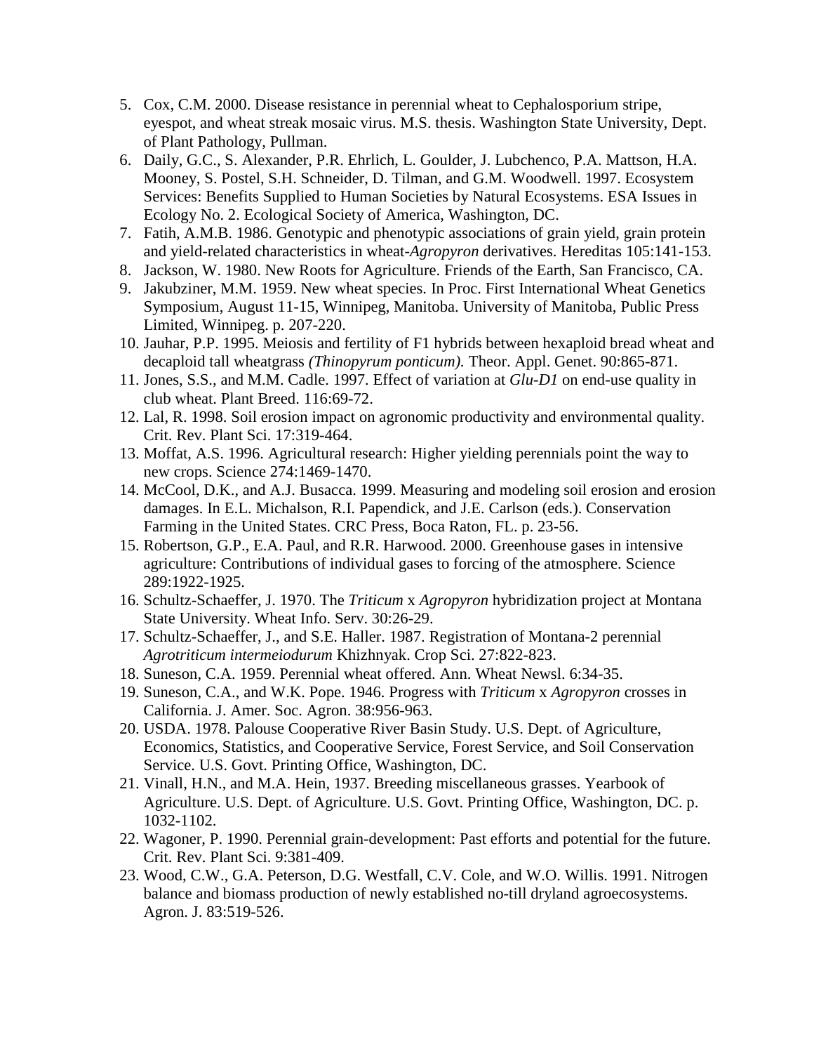5. Cox, C.M. 2000. Disease resistance in perennial wheat to Cephalosporium stripe, eyespot, and wheat streak mosaic virus. M.S. thesis. Washington State University, Dept. of Plant Pathology, Pullman.
6. Daily, G.C., S. Alexander, P.R. Ehrlich, L. Goulder, J. Lubchenco, P.A. Mattson, H.A. Mooney, S. Postel, S.H. Schneider, D. Tilman, and G.M. Woodwell. 1997. Ecosystem Services: Benefits Supplied to Human Societies by Natural Ecosystems. ESA Issues in Ecology No. 2. Ecological Society of America, Washington, DC.
7. Fatih, A.M.B. 1986. Genotypic and phenotypic associations of grain yield, grain protein and yield-related characteristics in wheat-*Agropyron* derivatives. Hereditas 105:141-153.
8. Jackson, W. 1980. New Roots for Agriculture. Friends of the Earth, San Francisco, CA.
9. Jakubziner, M.M. 1959. New wheat species. In Proc. First International Wheat Genetics Symposium, August 11-15, Winnipeg, Manitoba. University of Manitoba, Public Press Limited, Winnipeg. p. 207-220.
10. Jauhar, P.P. 1995. Meiosis and fertility of F1 hybrids between hexaploid bread wheat and decaploid tall wheatgrass *(Thinopyrum ponticum).* Theor. Appl. Genet. 90:865-871.
11. Jones, S.S., and M.M. Cadle. 1997. Effect of variation at *Glu-D1* on end-use quality in club wheat. Plant Breed. 116:69-72.
12. Lal, R. 1998. Soil erosion impact on agronomic productivity and environmental quality. Crit. Rev. Plant Sci. 17:319-464.
13. Moffat, A.S. 1996. Agricultural research: Higher yielding perennials point the way to new crops. Science 274:1469-1470.
14. McCool, D.K., and A.J. Busacca. 1999. Measuring and modeling soil erosion and erosion damages. In E.L. Michalson, R.I. Papendick, and J.E. Carlson (eds.). Conservation Farming in the United States. CRC Press, Boca Raton, FL. p. 23-56.
15. Robertson, G.P., E.A. Paul, and R.R. Harwood. 2000. Greenhouse gases in intensive agriculture: Contributions of individual gases to forcing of the atmosphere. Science 289:1922-1925.
16. Schultz-Schaeffer, J. 1970. The *Triticum* x *Agropyron* hybridization project at Montana State University. Wheat Info. Serv. 30:26-29.
17. Schultz-Schaeffer, J., and S.E. Haller. 1987. Registration of Montana-2 perennial *Agrotriticum intermeiodurum* Khizhnyak. Crop Sci. 27:822-823.
18. Suneson, C.A. 1959. Perennial wheat offered. Ann. Wheat Newsl. 6:34-35.
19. Suneson, C.A., and W.K. Pope. 1946. Progress with *Triticum* x *Agropyron* crosses in California. J. Amer. Soc. Agron. 38:956-963.
20. USDA. 1978. Palouse Cooperative River Basin Study. U.S. Dept. of Agriculture, Economics, Statistics, and Cooperative Service, Forest Service, and Soil Conservation Service. U.S. Govt. Printing Office, Washington, DC.
21. Vinall, H.N., and M.A. Hein, 1937. Breeding miscellaneous grasses. Yearbook of Agriculture. U.S. Dept. of Agriculture. U.S. Govt. Printing Office, Washington, DC. p. 1032-1102.
22. Wagoner, P. 1990. Perennial grain-development: Past efforts and potential for the future. Crit. Rev. Plant Sci. 9:381-409.
23. Wood, C.W., G.A. Peterson, D.G. Westfall, C.V. Cole, and W.O. Willis. 1991. Nitrogen balance and biomass production of newly established no-till dryland agroecosystems. Agron. J. 83:519-526.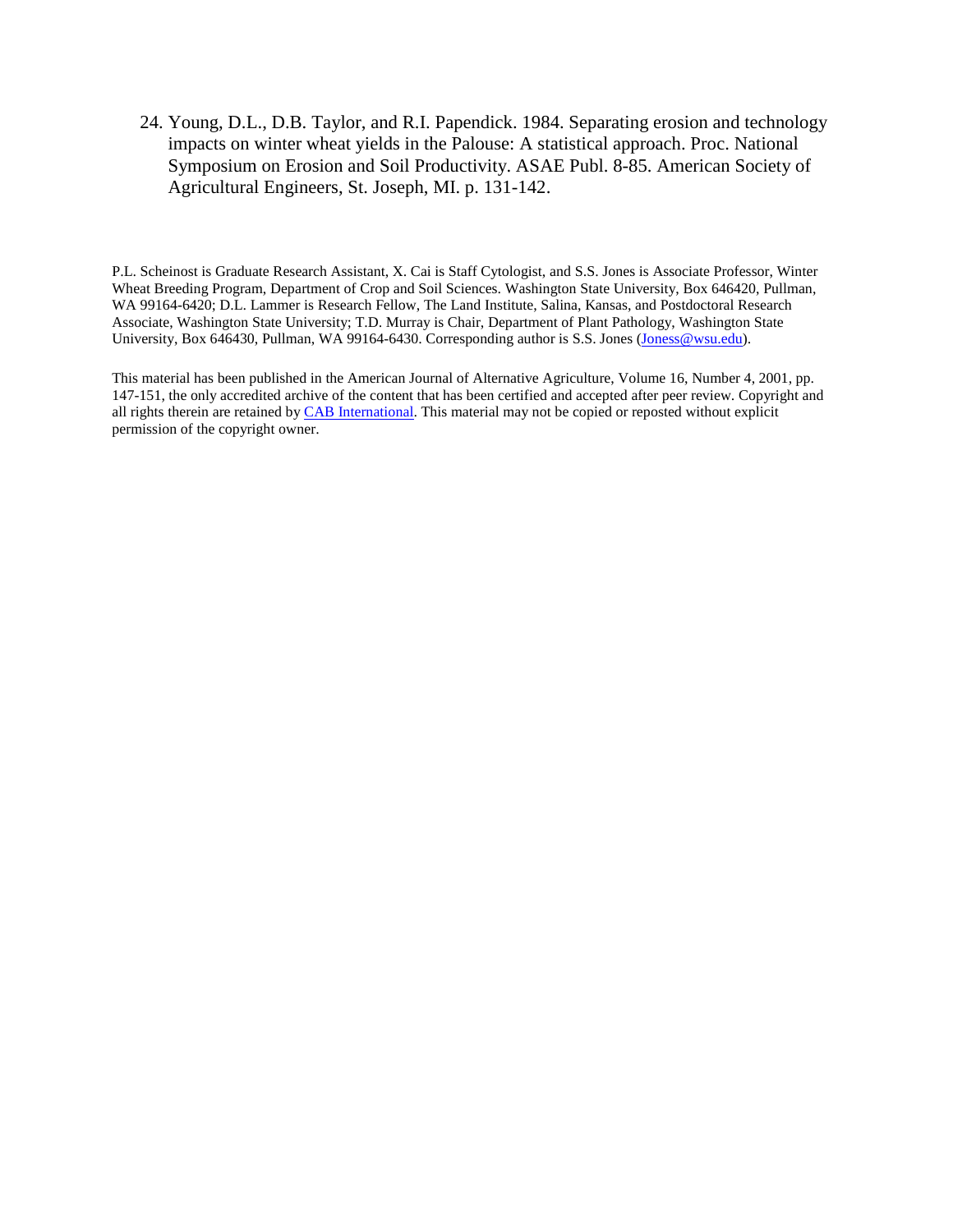24. Young, D.L., D.B. Taylor, and R.I. Papendick. 1984. Separating erosion and technology impacts on winter wheat yields in the Palouse: A statistical approach. Proc. National Symposium on Erosion and Soil Productivity. ASAE Publ. 8-85. American Society of Agricultural Engineers, St. Joseph, MI. p. 131-142.

P.L. Scheinost is Graduate Research Assistant, X. Cai is Staff Cytologist, and S.S. Jones is Associate Professor, Winter Wheat Breeding Program, Department of Crop and Soil Sciences. Washington State University, Box 646420, Pullman, WA 99164-6420; D.L. Lammer is Research Fellow, The Land Institute, Salina, Kansas, and Postdoctoral Research Associate, Washington State University; T.D. Murray is Chair, Department of Plant Pathology, Washington State University, Box 646430, Pullman, WA 99164-6430. Corresponding author is S.S. Jones (Joness@wsu.edu).

This material has been published in the American Journal of Alternative Agriculture, Volume 16, Number 4, 2001, pp. 147-151, the only accredited archive of the content that has been certified and accepted after peer review. Copyright and all rights therein are retained by CAB International. This material may not be copied or reposted without explicit permission of the copyright owner.